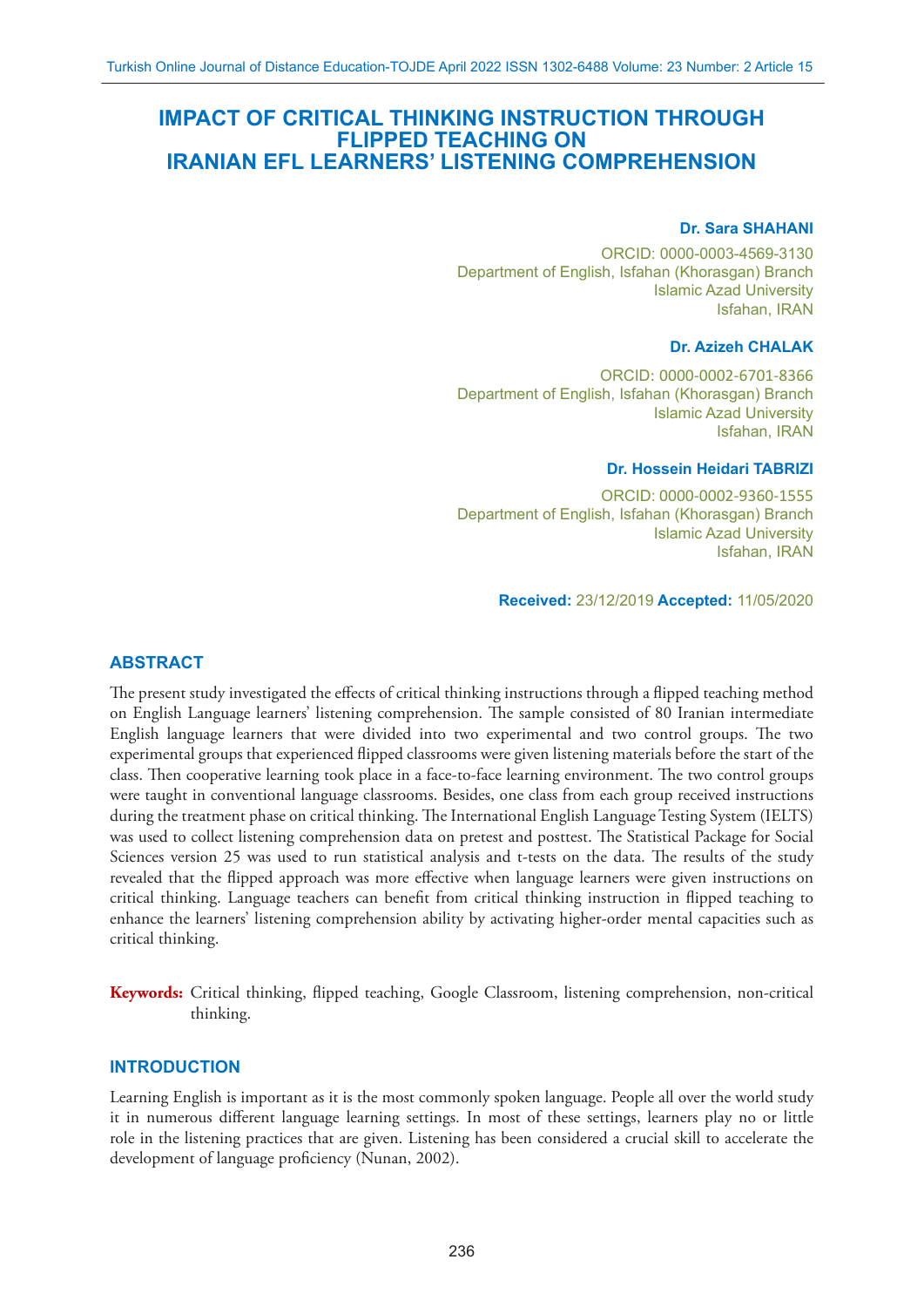# IMPACT OF CRITICAL THINKING INSTRUCTION THROUGH FLIPPED TEACHING ON IRANIAN EFL LEARNERS' LISTENING COMPREHENSION

**Dr. Sara SHAHANI**

ORCID: 0000-0003-4569-3130
Department of English, Isfahan (Khorasgan) Branch
Islamic Azad University
Isfahan, IRAN

**Dr. Azizeh CHALAK**

ORCID: 0000-0002-6701-8366
Department of English, Isfahan (Khorasgan) Branch
Islamic Azad University
Isfahan, IRAN

**Dr. Hossein Heidari TABRIZI**

ORCID: 0000-0002-9360-1555
Department of English, Isfahan (Khorasgan) Branch
Islamic Azad University
Isfahan, IRAN

**Received:** 23/12/2019 **Accepted:** 11/05/2020

## ABSTRACT

The present study investigated the effects of critical thinking instructions through a flipped teaching method on English Language learners' listening comprehension. The sample consisted of 80 Iranian intermediate English language learners that were divided into two experimental and two control groups. The two experimental groups that experienced flipped classrooms were given listening materials before the start of the class. Then cooperative learning took place in a face-to-face learning environment. The two control groups were taught in conventional language classrooms. Besides, one class from each group received instructions during the treatment phase on critical thinking. The International English Language Testing System (IELTS) was used to collect listening comprehension data on pretest and posttest. The Statistical Package for Social Sciences version 25 was used to run statistical analysis and t-tests on the data. The results of the study revealed that the flipped approach was more effective when language learners were given instructions on critical thinking. Language teachers can benefit from critical thinking instruction in flipped teaching to enhance the learners' listening comprehension ability by activating higher-order mental capacities such as critical thinking.

**Keywords:** Critical thinking, flipped teaching, Google Classroom, listening comprehension, non-critical thinking.

## INTRODUCTION

Learning English is important as it is the most commonly spoken language. People all over the world study it in numerous different language learning settings. In most of these settings, learners play no or little role in the listening practices that are given. Listening has been considered a crucial skill to accelerate the development of language proficiency (Nunan, 2002).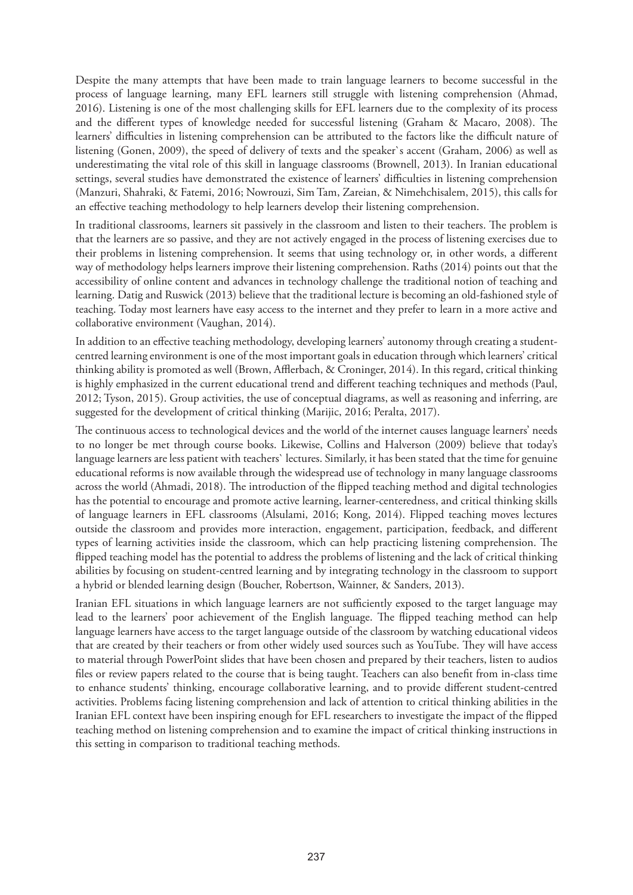Despite the many attempts that have been made to train language learners to become successful in the process of language learning, many EFL learners still struggle with listening comprehension (Ahmad, 2016). Listening is one of the most challenging skills for EFL learners due to the complexity of its process and the different types of knowledge needed for successful listening (Graham & Macaro, 2008). The learners' difficulties in listening comprehension can be attributed to the factors like the difficult nature of listening (Gonen, 2009), the speed of delivery of texts and the speaker`s accent (Graham, 2006) as well as underestimating the vital role of this skill in language classrooms (Brownell, 2013). In Iranian educational settings, several studies have demonstrated the existence of learners' difficulties in listening comprehension (Manzuri, Shahraki, & Fatemi, 2016; Nowrouzi, Sim Tam, Zareian, & Nimehchisalem, 2015), this calls for an effective teaching methodology to help learners develop their listening comprehension.

In traditional classrooms, learners sit passively in the classroom and listen to their teachers. The problem is that the learners are so passive, and they are not actively engaged in the process of listening exercises due to their problems in listening comprehension. It seems that using technology or, in other words, a different way of methodology helps learners improve their listening comprehension. Raths (2014) points out that the accessibility of online content and advances in technology challenge the traditional notion of teaching and learning. Datig and Ruswick (2013) believe that the traditional lecture is becoming an old-fashioned style of teaching. Today most learners have easy access to the internet and they prefer to learn in a more active and collaborative environment (Vaughan, 2014).

In addition to an effective teaching methodology, developing learners' autonomy through creating a student-centred learning environment is one of the most important goals in education through which learners' critical thinking ability is promoted as well (Brown, Afflerbach, & Croninger, 2014). In this regard, critical thinking is highly emphasized in the current educational trend and different teaching techniques and methods (Paul, 2012; Tyson, 2015). Group activities, the use of conceptual diagrams, as well as reasoning and inferring, are suggested for the development of critical thinking (Marijic, 2016; Peralta, 2017).

The continuous access to technological devices and the world of the internet causes language learners' needs to no longer be met through course books. Likewise, Collins and Halverson (2009) believe that today's language learners are less patient with teachers` lectures. Similarly, it has been stated that the time for genuine educational reforms is now available through the widespread use of technology in many language classrooms across the world (Ahmadi, 2018). The introduction of the flipped teaching method and digital technologies has the potential to encourage and promote active learning, learner-centeredness, and critical thinking skills of language learners in EFL classrooms (Alsulami, 2016; Kong, 2014). Flipped teaching moves lectures outside the classroom and provides more interaction, engagement, participation, feedback, and different types of learning activities inside the classroom, which can help practicing listening comprehension. The flipped teaching model has the potential to address the problems of listening and the lack of critical thinking abilities by focusing on student-centred learning and by integrating technology in the classroom to support a hybrid or blended learning design (Boucher, Robertson, Wainner, & Sanders, 2013).

Iranian EFL situations in which language learners are not sufficiently exposed to the target language may lead to the learners' poor achievement of the English language. The flipped teaching method can help language learners have access to the target language outside of the classroom by watching educational videos that are created by their teachers or from other widely used sources such as YouTube. They will have access to material through PowerPoint slides that have been chosen and prepared by their teachers, listen to audios files or review papers related to the course that is being taught. Teachers can also benefit from in-class time to enhance students' thinking, encourage collaborative learning, and to provide different student-centred activities. Problems facing listening comprehension and lack of attention to critical thinking abilities in the Iranian EFL context have been inspiring enough for EFL researchers to investigate the impact of the flipped teaching method on listening comprehension and to examine the impact of critical thinking instructions in this setting in comparison to traditional teaching methods.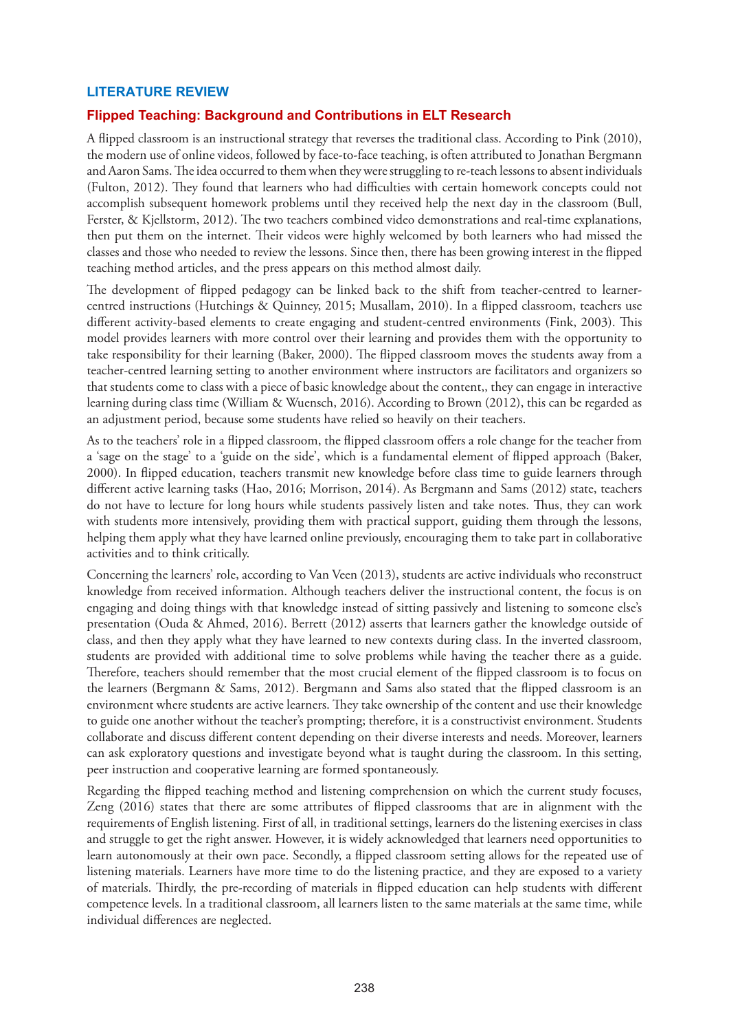## LITERATURE REVIEW

### Flipped Teaching: Background and Contributions in ELT Research

A flipped classroom is an instructional strategy that reverses the traditional class. According to Pink (2010), the modern use of online videos, followed by face-to-face teaching, is often attributed to Jonathan Bergmann and Aaron Sams. The idea occurred to them when they were struggling to re-teach lessons to absent individuals (Fulton, 2012). They found that learners who had difficulties with certain homework concepts could not accomplish subsequent homework problems until they received help the next day in the classroom (Bull, Ferster, & Kjellstorm, 2012). The two teachers combined video demonstrations and real-time explanations, then put them on the internet. Their videos were highly welcomed by both learners who had missed the classes and those who needed to review the lessons. Since then, there has been growing interest in the flipped teaching method articles, and the press appears on this method almost daily.

The development of flipped pedagogy can be linked back to the shift from teacher-centred to learner-centred instructions (Hutchings & Quinney, 2015; Musallam, 2010). In a flipped classroom, teachers use different activity-based elements to create engaging and student-centred environments (Fink, 2003). This model provides learners with more control over their learning and provides them with the opportunity to take responsibility for their learning (Baker, 2000). The flipped classroom moves the students away from a teacher-centred learning setting to another environment where instructors are facilitators and organizers so that students come to class with a piece of basic knowledge about the content,, they can engage in interactive learning during class time (William & Wuensch, 2016). According to Brown (2012), this can be regarded as an adjustment period, because some students have relied so heavily on their teachers.

As to the teachers' role in a flipped classroom, the flipped classroom offers a role change for the teacher from a 'sage on the stage' to a 'guide on the side', which is a fundamental element of flipped approach (Baker, 2000). In flipped education, teachers transmit new knowledge before class time to guide learners through different active learning tasks (Hao, 2016; Morrison, 2014). As Bergmann and Sams (2012) state, teachers do not have to lecture for long hours while students passively listen and take notes. Thus, they can work with students more intensively, providing them with practical support, guiding them through the lessons, helping them apply what they have learned online previously, encouraging them to take part in collaborative activities and to think critically.

Concerning the learners' role, according to Van Veen (2013), students are active individuals who reconstruct knowledge from received information. Although teachers deliver the instructional content, the focus is on engaging and doing things with that knowledge instead of sitting passively and listening to someone else's presentation (Ouda & Ahmed, 2016). Berrett (2012) asserts that learners gather the knowledge outside of class, and then they apply what they have learned to new contexts during class. In the inverted classroom, students are provided with additional time to solve problems while having the teacher there as a guide. Therefore, teachers should remember that the most crucial element of the flipped classroom is to focus on the learners (Bergmann & Sams, 2012). Bergmann and Sams also stated that the flipped classroom is an environment where students are active learners. They take ownership of the content and use their knowledge to guide one another without the teacher's prompting; therefore, it is a constructivist environment. Students collaborate and discuss different content depending on their diverse interests and needs. Moreover, learners can ask exploratory questions and investigate beyond what is taught during the classroom. In this setting, peer instruction and cooperative learning are formed spontaneously.

Regarding the flipped teaching method and listening comprehension on which the current study focuses, Zeng (2016) states that there are some attributes of flipped classrooms that are in alignment with the requirements of English listening. First of all, in traditional settings, learners do the listening exercises in class and struggle to get the right answer. However, it is widely acknowledged that learners need opportunities to learn autonomously at their own pace. Secondly, a flipped classroom setting allows for the repeated use of listening materials. Learners have more time to do the listening practice, and they are exposed to a variety of materials. Thirdly, the pre-recording of materials in flipped education can help students with different competence levels. In a traditional classroom, all learners listen to the same materials at the same time, while individual differences are neglected.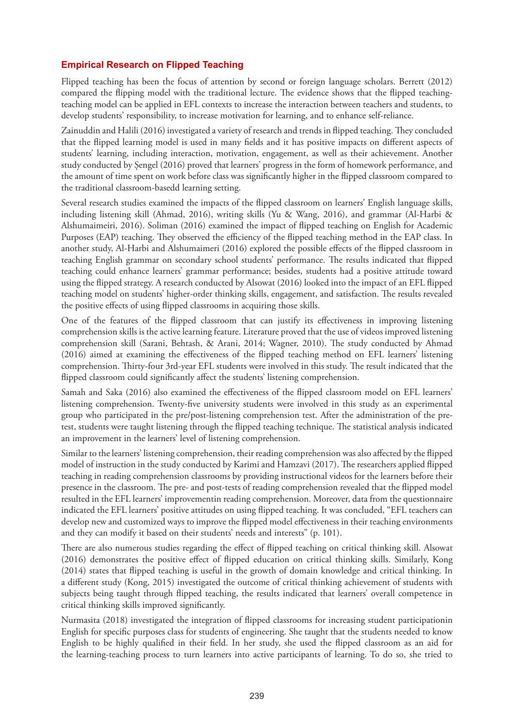## Empirical Research on Flipped Teaching

Flipped teaching has been the focus of attention by second or foreign language scholars. Berrett (2012) compared the flipping model with the traditional lecture. The evidence shows that the flipped teaching-teaching model can be applied in EFL contexts to increase the interaction between teachers and students, to develop students' responsibility, to increase motivation for learning, and to enhance self-reliance.

Zainuddin and Halili (2016) investigated a variety of research and trends in flipped teaching. They concluded that the flipped learning model is used in many fields and it has positive impacts on different aspects of students' learning, including interaction, motivation, engagement, as well as their achievement. Another study conducted by Şengel (2016) proved that learners' progress in the form of homework performance, and the amount of time spent on work before class was significantly higher in the flipped classroom compared to the traditional classroom-basedd learning setting.

Several research studies examined the impacts of the flipped classroom on learners' English language skills, including listening skill (Ahmad, 2016), writing skills (Yu & Wang, 2016), and grammar (Al-Harbi & Alshumaimeiri, 2016). Soliman (2016) examined the impact of flipped teaching on English for Academic Purposes (EAP) teaching. They observed the efficiency of the flipped teaching method in the EAP class. In another study, Al-Harbi and Alshumaimeri (2016) explored the possible effects of the flipped classroom in teaching English grammar on secondary school students' performance. The results indicated that flipped teaching could enhance learners' grammar performance; besides, students had a positive attitude toward using the flipped strategy. A research conducted by Alsowat (2016) looked into the impact of an EFL flipped teaching model on students' higher-order thinking skills, engagement, and satisfaction. The results revealed the positive effects of using flipped classrooms in acquiring those skills.

One of the features of the flipped classroom that can justify its effectiveness in improving listening comprehension skills is the active learning feature. Literature proved that the use of videos improved listening comprehension skill (Sarani, Behtash, & Arani, 2014; Wagner, 2010). The study conducted by Ahmad (2016) aimed at examining the effectiveness of the flipped teaching method on EFL learners' listening comprehension. Thirty-four 3rd-year EFL students were involved in this study. The result indicated that the flipped classroom could significantly affect the students' listening comprehension.

Samah and Saka (2016) also examined the effectiveness of the flipped classroom model on EFL learners' listening comprehension. Twenty-five university students were involved in this study as an experimental group who participated in the pre/post-listening comprehension test. After the administration of the pre-test, students were taught listening through the flipped teaching technique. The statistical analysis indicated an improvement in the learners' level of listening comprehension.

Similar to the learners' listening comprehension, their reading comprehension was also affected by the flipped model of instruction in the study conducted by Karimi and Hamzavi (2017). The researchers applied flipped teaching in reading comprehension classrooms by providing instructional videos for the learners before their presence in the classroom. The pre- and post-tests of reading comprehension revealed that the flipped model resulted in the EFL learners' improvementin reading comprehension. Moreover, data from the questionnaire indicated the EFL learners' positive attitudes on using flipped teaching. It was concluded, "EFL teachers can develop new and customized ways to improve the flipped model effectiveness in their teaching environments and they can modify it based on their students' needs and interests" (p. 101).

There are also numerous studies regarding the effect of flipped teaching on critical thinking skill. Alsowat (2016) demonstrates the positive effect of flipped education on critical thinking skills. Similarly, Kong (2014) states that flipped teaching is useful in the growth of domain knowledge and critical thinking. In a different study (Kong, 2015) investigated the outcome of critical thinking achievement of students with subjects being taught through flipped teaching, the results indicated that learners' overall competence in critical thinking skills improved significantly.

Nurmasita (2018) investigated the integration of flipped classrooms for increasing student participationin English for specific purposes class for students of engineering. She taught that the students needed to know English to be highly qualified in their field. In her study, she used the flipped classroom as an aid for the learning-teaching process to turn learners into active participants of learning. To do so, she tried to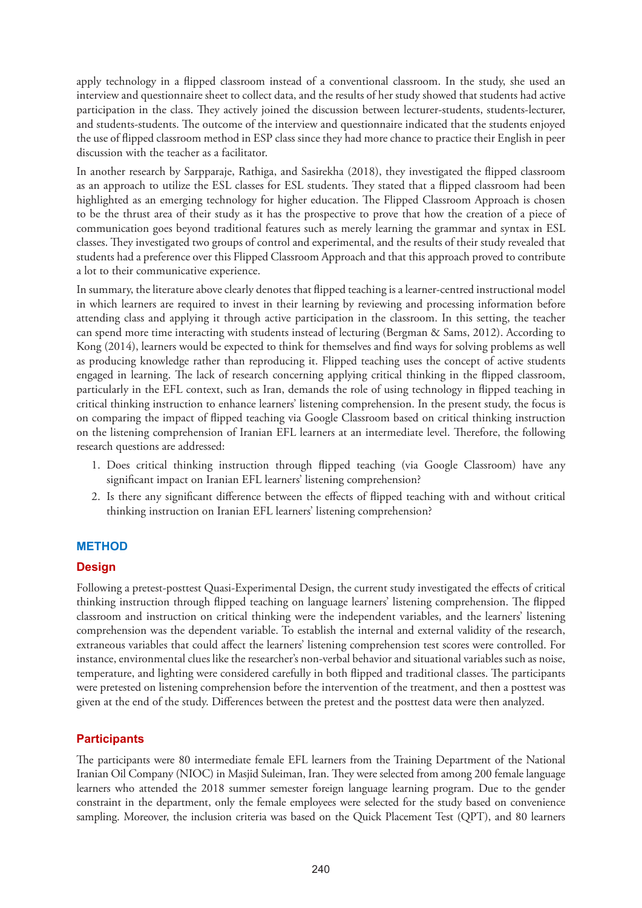apply technology in a flipped classroom instead of a conventional classroom. In the study, she used an interview and questionnaire sheet to collect data, and the results of her study showed that students had active participation in the class. They actively joined the discussion between lecturer-students, students-lecturer, and students-students. The outcome of the interview and questionnaire indicated that the students enjoyed the use of flipped classroom method in ESP class since they had more chance to practice their English in peer discussion with the teacher as a facilitator.

In another research by Sarpparaje, Rathiga, and Sasirekha (2018), they investigated the flipped classroom as an approach to utilize the ESL classes for ESL students. They stated that a flipped classroom had been highlighted as an emerging technology for higher education. The Flipped Classroom Approach is chosen to be the thrust area of their study as it has the prospective to prove that how the creation of a piece of communication goes beyond traditional features such as merely learning the grammar and syntax in ESL classes. They investigated two groups of control and experimental, and the results of their study revealed that students had a preference over this Flipped Classroom Approach and that this approach proved to contribute a lot to their communicative experience.

In summary, the literature above clearly denotes that flipped teaching is a learner-centred instructional model in which learners are required to invest in their learning by reviewing and processing information before attending class and applying it through active participation in the classroom. In this setting, the teacher can spend more time interacting with students instead of lecturing (Bergman & Sams, 2012). According to Kong (2014), learners would be expected to think for themselves and find ways for solving problems as well as producing knowledge rather than reproducing it. Flipped teaching uses the concept of active students engaged in learning. The lack of research concerning applying critical thinking in the flipped classroom, particularly in the EFL context, such as Iran, demands the role of using technology in flipped teaching in critical thinking instruction to enhance learners' listening comprehension. In the present study, the focus is on comparing the impact of flipped teaching via Google Classroom based on critical thinking instruction on the listening comprehension of Iranian EFL learners at an intermediate level. Therefore, the following research questions are addressed:

1. Does critical thinking instruction through flipped teaching (via Google Classroom) have any significant impact on Iranian EFL learners' listening comprehension?
2. Is there any significant difference between the effects of flipped teaching with and without critical thinking instruction on Iranian EFL learners' listening comprehension?

## METHOD

### Design

Following a pretest-posttest Quasi-Experimental Design, the current study investigated the effects of critical thinking instruction through flipped teaching on language learners' listening comprehension. The flipped classroom and instruction on critical thinking were the independent variables, and the learners' listening comprehension was the dependent variable. To establish the internal and external validity of the research, extraneous variables that could affect the learners' listening comprehension test scores were controlled. For instance, environmental clues like the researcher's non-verbal behavior and situational variables such as noise, temperature, and lighting were considered carefully in both flipped and traditional classes. The participants were pretested on listening comprehension before the intervention of the treatment, and then a posttest was given at the end of the study. Differences between the pretest and the posttest data were then analyzed.

### Participants

The participants were 80 intermediate female EFL learners from the Training Department of the National Iranian Oil Company (NIOC) in Masjid Suleiman, Iran. They were selected from among 200 female language learners who attended the 2018 summer semester foreign language learning program. Due to the gender constraint in the department, only the female employees were selected for the study based on convenience sampling. Moreover, the inclusion criteria was based on the Quick Placement Test (QPT), and 80 learners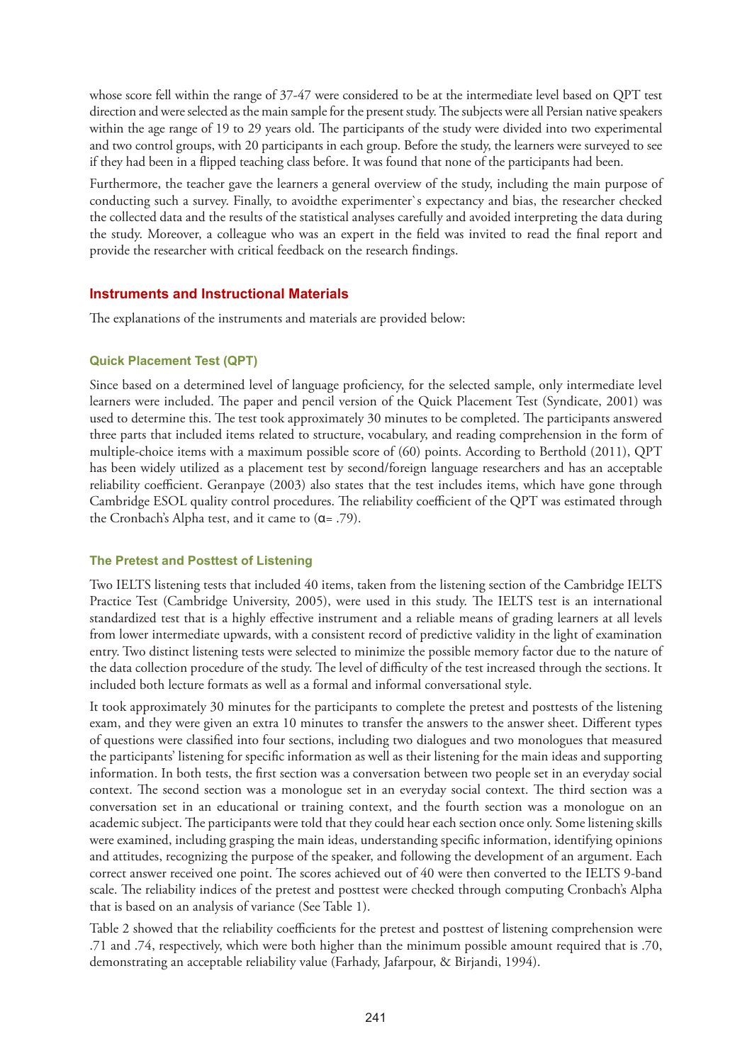whose score fell within the range of 37-47 were considered to be at the intermediate level based on QPT test direction and were selected as the main sample for the present study. The subjects were all Persian native speakers within the age range of 19 to 29 years old. The participants of the study were divided into two experimental and two control groups, with 20 participants in each group. Before the study, the learners were surveyed to see if they had been in a flipped teaching class before. It was found that none of the participants had been.

Furthermore, the teacher gave the learners a general overview of the study, including the main purpose of conducting such a survey. Finally, to avoidthe experimenter`s expectancy and bias, the researcher checked the collected data and the results of the statistical analyses carefully and avoided interpreting the data during the study. Moreover, a colleague who was an expert in the field was invited to read the final report and provide the researcher with critical feedback on the research findings.

## Instruments and Instructional Materials

The explanations of the instruments and materials are provided below:

### Quick Placement Test (QPT)

Since based on a determined level of language proficiency, for the selected sample, only intermediate level learners were included. The paper and pencil version of the Quick Placement Test (Syndicate, 2001) was used to determine this. The test took approximately 30 minutes to be completed. The participants answered three parts that included items related to structure, vocabulary, and reading comprehension in the form of multiple-choice items with a maximum possible score of (60) points. According to Berthold (2011), QPT has been widely utilized as a placement test by second/foreign language researchers and has an acceptable reliability coefficient. Geranpaye (2003) also states that the test includes items, which have gone through Cambridge ESOL quality control procedures. The reliability coefficient of the QPT was estimated through the Cronbach's Alpha test, and it came to (α= .79).

### The Pretest and Posttest of Listening

Two IELTS listening tests that included 40 items, taken from the listening section of the Cambridge IELTS Practice Test (Cambridge University, 2005), were used in this study. The IELTS test is an international standardized test that is a highly effective instrument and a reliable means of grading learners at all levels from lower intermediate upwards, with a consistent record of predictive validity in the light of examination entry. Two distinct listening tests were selected to minimize the possible memory factor due to the nature of the data collection procedure of the study. The level of difficulty of the test increased through the sections. It included both lecture formats as well as a formal and informal conversational style.

It took approximately 30 minutes for the participants to complete the pretest and posttests of the listening exam, and they were given an extra 10 minutes to transfer the answers to the answer sheet. Different types of questions were classified into four sections, including two dialogues and two monologues that measured the participants' listening for specific information as well as their listening for the main ideas and supporting information. In both tests, the first section was a conversation between two people set in an everyday social context. The second section was a monologue set in an everyday social context. The third section was a conversation set in an educational or training context, and the fourth section was a monologue on an academic subject. The participants were told that they could hear each section once only. Some listening skills were examined, including grasping the main ideas, understanding specific information, identifying opinions and attitudes, recognizing the purpose of the speaker, and following the development of an argument. Each correct answer received one point. The scores achieved out of 40 were then converted to the IELTS 9-band scale. The reliability indices of the pretest and posttest were checked through computing Cronbach's Alpha that is based on an analysis of variance (See Table 1).

Table 2 showed that the reliability coefficients for the pretest and posttest of listening comprehension were .71 and .74, respectively, which were both higher than the minimum possible amount required that is .70, demonstrating an acceptable reliability value (Farhady, Jafarpour, & Birjandi, 1994).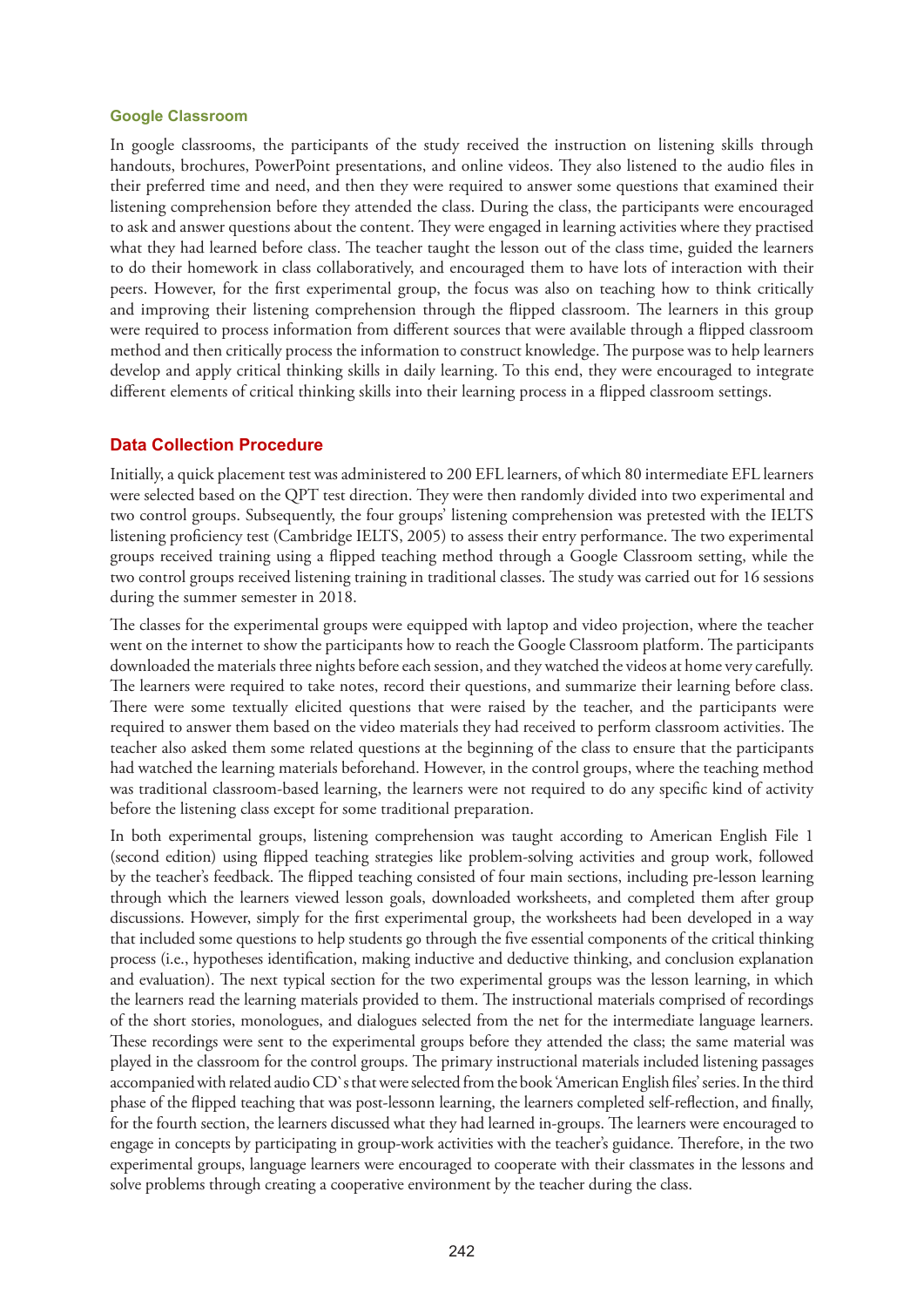### Google Classroom

In google classrooms, the participants of the study received the instruction on listening skills through handouts, brochures, PowerPoint presentations, and online videos. They also listened to the audio files in their preferred time and need, and then they were required to answer some questions that examined their listening comprehension before they attended the class. During the class, the participants were encouraged to ask and answer questions about the content. They were engaged in learning activities where they practised what they had learned before class. The teacher taught the lesson out of the class time, guided the learners to do their homework in class collaboratively, and encouraged them to have lots of interaction with their peers. However, for the first experimental group, the focus was also on teaching how to think critically and improving their listening comprehension through the flipped classroom. The learners in this group were required to process information from different sources that were available through a flipped classroom method and then critically process the information to construct knowledge. The purpose was to help learners develop and apply critical thinking skills in daily learning. To this end, they were encouraged to integrate different elements of critical thinking skills into their learning process in a flipped classroom settings.

## Data Collection Procedure

Initially, a quick placement test was administered to 200 EFL learners, of which 80 intermediate EFL learners were selected based on the QPT test direction. They were then randomly divided into two experimental and two control groups. Subsequently, the four groups' listening comprehension was pretested with the IELTS listening proficiency test (Cambridge IELTS, 2005) to assess their entry performance. The two experimental groups received training using a flipped teaching method through a Google Classroom setting, while the two control groups received listening training in traditional classes. The study was carried out for 16 sessions during the summer semester in 2018.

The classes for the experimental groups were equipped with laptop and video projection, where the teacher went on the internet to show the participants how to reach the Google Classroom platform. The participants downloaded the materials three nights before each session, and they watched the videos at home very carefully. The learners were required to take notes, record their questions, and summarize their learning before class. There were some textually elicited questions that were raised by the teacher, and the participants were required to answer them based on the video materials they had received to perform classroom activities. The teacher also asked them some related questions at the beginning of the class to ensure that the participants had watched the learning materials beforehand. However, in the control groups, where the teaching method was traditional classroom-based learning, the learners were not required to do any specific kind of activity before the listening class except for some traditional preparation.

In both experimental groups, listening comprehension was taught according to American English File 1 (second edition) using flipped teaching strategies like problem-solving activities and group work, followed by the teacher's feedback. The flipped teaching consisted of four main sections, including pre-lesson learning through which the learners viewed lesson goals, downloaded worksheets, and completed them after group discussions. However, simply for the first experimental group, the worksheets had been developed in a way that included some questions to help students go through the five essential components of the critical thinking process (i.e., hypotheses identification, making inductive and deductive thinking, and conclusion explanation and evaluation). The next typical section for the two experimental groups was the lesson learning, in which the learners read the learning materials provided to them. The instructional materials comprised of recordings of the short stories, monologues, and dialogues selected from the net for the intermediate language learners. These recordings were sent to the experimental groups before they attended the class; the same material was played in the classroom for the control groups. The primary instructional materials included listening passages accompanied with related audio CD`s that were selected from the book 'American English files' series. In the third phase of the flipped teaching that was post-lessonn learning, the learners completed self-reflection, and finally, for the fourth section, the learners discussed what they had learned in-groups. The learners were encouraged to engage in concepts by participating in group-work activities with the teacher's guidance. Therefore, in the two experimental groups, language learners were encouraged to cooperate with their classmates in the lessons and solve problems through creating a cooperative environment by the teacher during the class.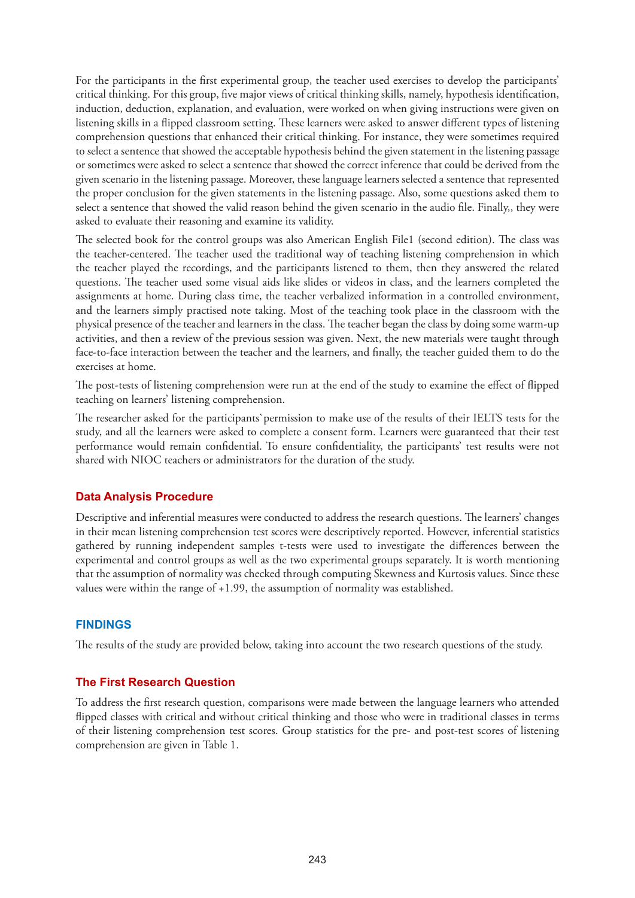For the participants in the first experimental group, the teacher used exercises to develop the participants' critical thinking. For this group, five major views of critical thinking skills, namely, hypothesis identification, induction, deduction, explanation, and evaluation, were worked on when giving instructions were given on listening skills in a flipped classroom setting. These learners were asked to answer different types of listening comprehension questions that enhanced their critical thinking. For instance, they were sometimes required to select a sentence that showed the acceptable hypothesis behind the given statement in the listening passage or sometimes were asked to select a sentence that showed the correct inference that could be derived from the given scenario in the listening passage. Moreover, these language learners selected a sentence that represented the proper conclusion for the given statements in the listening passage. Also, some questions asked them to select a sentence that showed the valid reason behind the given scenario in the audio file. Finally,, they were asked to evaluate their reasoning and examine its validity.

The selected book for the control groups was also American English File1 (second edition). The class was the teacher-centered. The teacher used the traditional way of teaching listening comprehension in which the teacher played the recordings, and the participants listened to them, then they answered the related questions. The teacher used some visual aids like slides or videos in class, and the learners completed the assignments at home. During class time, the teacher verbalized information in a controlled environment, and the learners simply practised note taking. Most of the teaching took place in the classroom with the physical presence of the teacher and learners in the class. The teacher began the class by doing some warm-up activities, and then a review of the previous session was given. Next, the new materials were taught through face-to-face interaction between the teacher and the learners, and finally, the teacher guided them to do the exercises at home.

The post-tests of listening comprehension were run at the end of the study to examine the effect of flipped teaching on learners' listening comprehension.

The researcher asked for the participants`permission to make use of the results of their IELTS tests for the study, and all the learners were asked to complete a consent form. Learners were guaranteed that their test performance would remain confidential. To ensure confidentiality, the participants' test results were not shared with NIOC teachers or administrators for the duration of the study.

### Data Analysis Procedure

Descriptive and inferential measures were conducted to address the research questions. The learners' changes in their mean listening comprehension test scores were descriptively reported. However, inferential statistics gathered by running independent samples t-tests were used to investigate the differences between the experimental and control groups as well as the two experimental groups separately. It is worth mentioning that the assumption of normality was checked through computing Skewness and Kurtosis values. Since these values were within the range of +1.99, the assumption of normality was established.

## FINDINGS

The results of the study are provided below, taking into account the two research questions of the study.

### The First Research Question

To address the first research question, comparisons were made between the language learners who attended flipped classes with critical and without critical thinking and those who were in traditional classes in terms of their listening comprehension test scores. Group statistics for the pre- and post-test scores of listening comprehension are given in Table 1.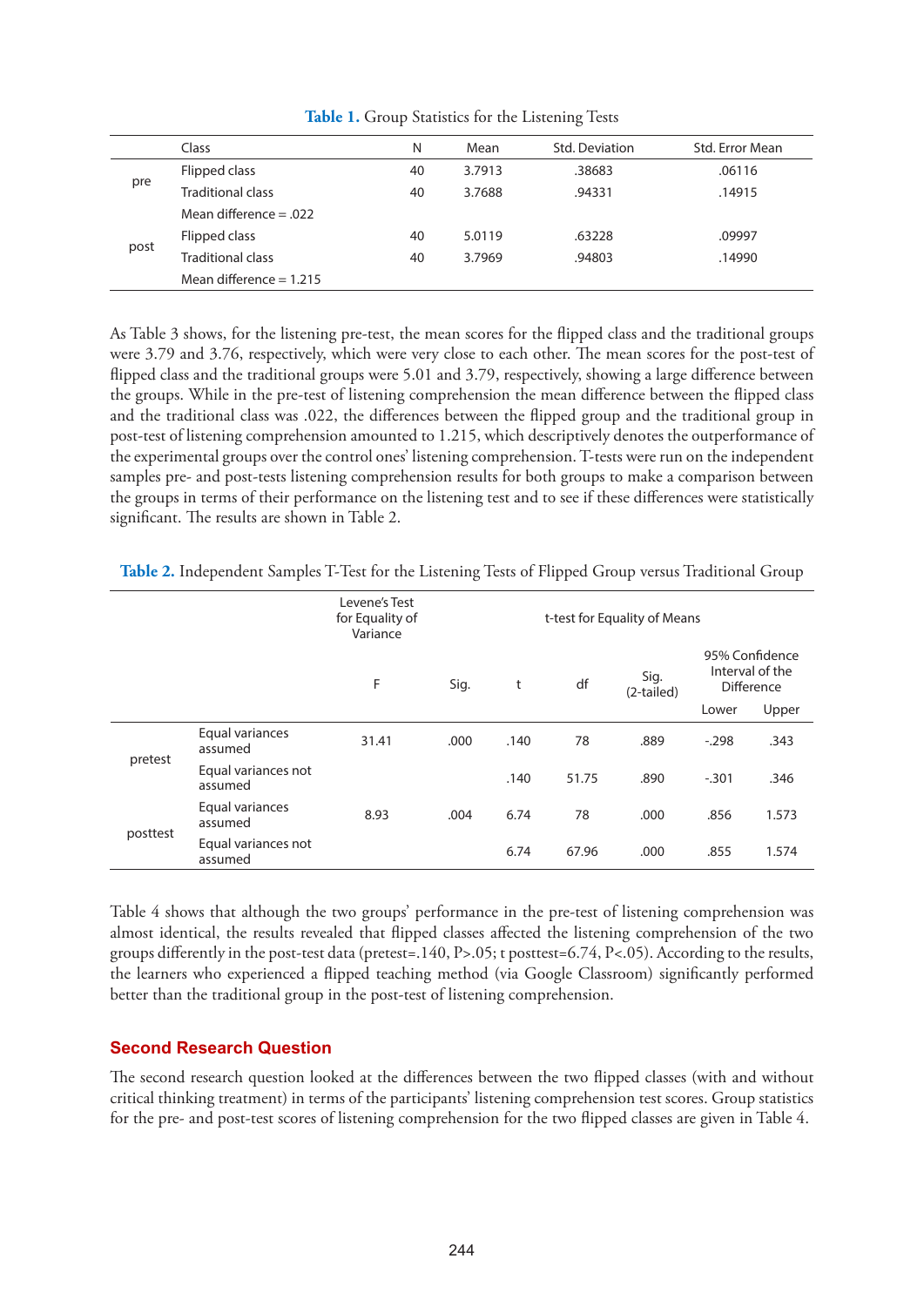**Table 1.** Group Statistics for the Listening Tests

| | Class | N | Mean | Std. Deviation | Std. Error Mean |
|---|---|---|---|---|---|
| pre | Flipped class | 40 | 3.7913 | .38683 | .06116 |
| | Traditional class | 40 | 3.7688 | .94331 | .14915 |
| | Mean difference = .022 | | | | |
| post | Flipped class | 40 | 5.0119 | .63228 | .09997 |
| | Traditional class | 40 | 3.7969 | .94803 | .14990 |
| | Mean difference = 1.215 | | | | |

As Table 3 shows, for the listening pre-test, the mean scores for the flipped class and the traditional groups were 3.79 and 3.76, respectively, which were very close to each other. The mean scores for the post-test of flipped class and the traditional groups were 5.01 and 3.79, respectively, showing a large difference between the groups. While in the pre-test of listening comprehension the mean difference between the flipped class and the traditional class was .022, the differences between the flipped group and the traditional group in post-test of listening comprehension amounted to 1.215, which descriptively denotes the outperformance of the experimental groups over the control ones' listening comprehension. T-tests were run on the independent samples pre- and post-tests listening comprehension results for both groups to make a comparison between the groups in terms of their performance on the listening test and to see if these differences were statistically significant. The results are shown in Table 2.

**Table 2.** Independent Samples T-Test for the Listening Tests of Flipped Group versus Traditional Group

| | | Levene's Test for Equality of Variance | | t-test for Equality of Means | | | | |
|---|---|---|---|---|---|---|---|---|
| | | F | Sig. | t | df | Sig. (2-tailed) | 95% Confidence Interval of the Difference | |
| | | | | | | | Lower | Upper |
| pretest | Equal variances assumed | 31.41 | .000 | .140 | 78 | .889 | -.298 | .343 |
| | Equal variances not assumed | | | .140 | 51.75 | .890 | -.301 | .346 |
| posttest | Equal variances assumed | 8.93 | .004 | 6.74 | 78 | .000 | .856 | 1.573 |
| | Equal variances not assumed | | | 6.74 | 67.96 | .000 | .855 | 1.574 |

Table 4 shows that although the two groups' performance in the pre-test of listening comprehension was almost identical, the results revealed that flipped classes affected the listening comprehension of the two groups differently in the post-test data (pretest=.140, $P>.05$; t posttest=6.74, $P<.05$). According to the results, the learners who experienced a flipped teaching method (via Google Classroom) significantly performed better than the traditional group in the post-test of listening comprehension.

### Second Research Question

The second research question looked at the differences between the two flipped classes (with and without critical thinking treatment) in terms of the participants' listening comprehension test scores. Group statistics for the pre- and post-test scores of listening comprehension for the two flipped classes are given in Table 4.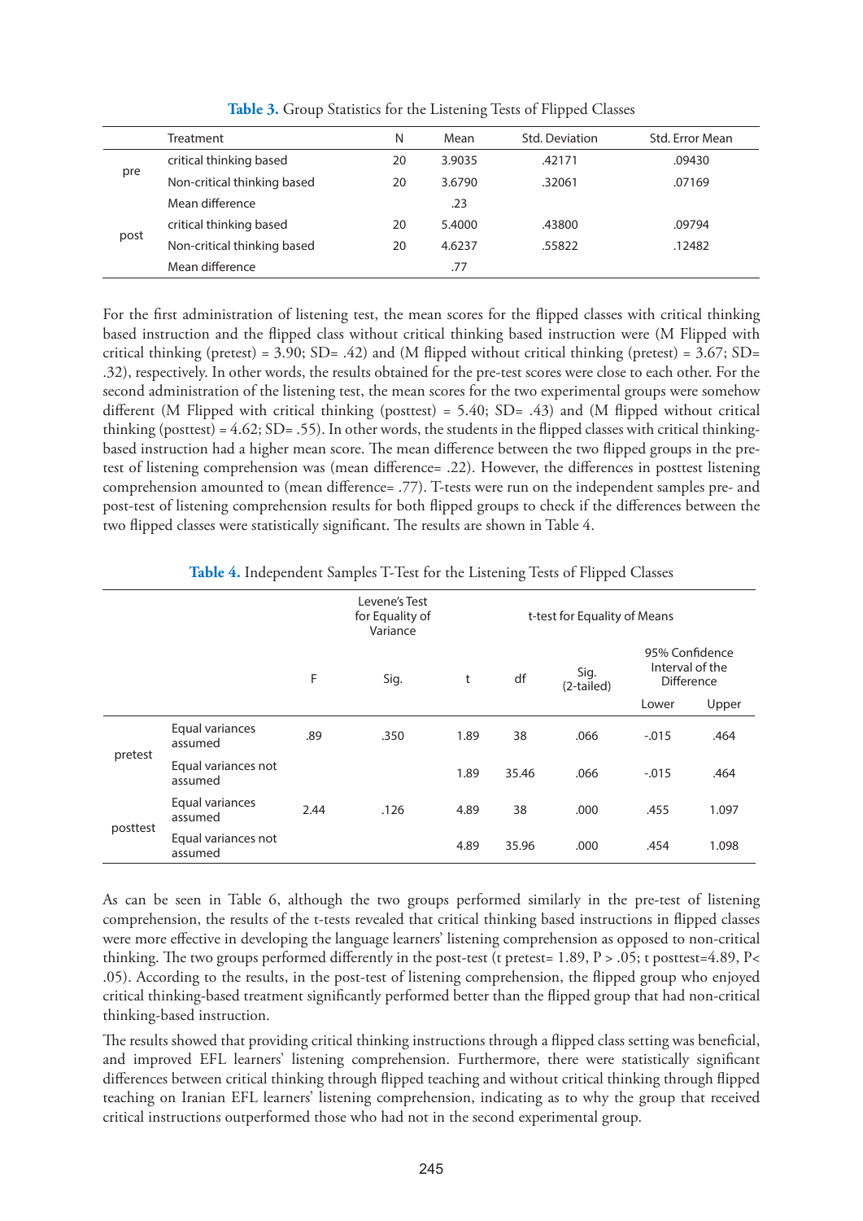**Table 3.** Group Statistics for the Listening Tests of Flipped Classes

| | Treatment | N | Mean | Std. Deviation | Std. Error Mean |
|---|---|---|---|---|---|
| pre | critical thinking based | 20 | 3.9035 | .42171 | .09430 |
| | Non-critical thinking based | 20 | 3.6790 | .32061 | .07169 |
| | Mean difference | | .23 | | |
| post | critical thinking based | 20 | 5.4000 | .43800 | .09794 |
| | Non-critical thinking based | 20 | 4.6237 | .55822 | .12482 |
| | Mean difference | | .77 | | |

For the first administration of listening test, the mean scores for the flipped classes with critical thinking based instruction and the flipped class without critical thinking based instruction were (M Flipped with critical thinking (pretest) = 3.90; SD= .42) and (M flipped without critical thinking (pretest) = 3.67; SD= .32), respectively. In other words, the results obtained for the pre-test scores were close to each other. For the second administration of the listening test, the mean scores for the two experimental groups were somehow different (M Flipped with critical thinking (posttest) = 5.40; SD= .43) and (M flipped without critical thinking (posttest) = 4.62; SD= .55). In other words, the students in the flipped classes with critical thinking-based instruction had a higher mean score. The mean difference between the two flipped groups in the pre-test of listening comprehension was (mean difference= .22). However, the differences in posttest listening comprehension amounted to (mean difference= .77). T-tests were run on the independent samples pre- and post-test of listening comprehension results for both flipped groups to check if the differences between the two flipped classes were statistically significant. The results are shown in Table 4.

**Table 4.** Independent Samples T-Test for the Listening Tests of Flipped Classes

| | | Levene's Test for Equality of Variance | | t-test for Equality of Means | | | | |
|---|---|---|---|---|---|---|---|---|
| | | F | Sig. | t | df | Sig. (2-tailed) | 95% Confidence Interval of the Difference | |
| | | | | | | | Lower | Upper |
| pretest | Equal variances assumed | .89 | .350 | 1.89 | 38 | .066 | -.015 | .464 |
| | Equal variances not assumed | | | 1.89 | 35.46 | .066 | -.015 | .464 |
| posttest | Equal variances assumed | 2.44 | .126 | 4.89 | 38 | .000 | .455 | 1.097 |
| | Equal variances not assumed | | | 4.89 | 35.96 | .000 | .454 | 1.098 |

As can be seen in Table 6, although the two groups performed similarly in the pre-test of listening comprehension, the results of the t-tests revealed that critical thinking based instructions in flipped classes were more effective in developing the language learners' listening comprehension as opposed to non-critical thinking. The two groups performed differently in the post-test (t pretest= 1.89, $P > .05$; t posttest=4.89, $P < .05$). According to the results, in the post-test of listening comprehension, the flipped group who enjoyed critical thinking-based treatment significantly performed better than the flipped group that had non-critical thinking-based instruction.

The results showed that providing critical thinking instructions through a flipped class setting was beneficial, and improved EFL learners' listening comprehension. Furthermore, there were statistically significant differences between critical thinking through flipped teaching and without critical thinking through flipped teaching on Iranian EFL learners' listening comprehension, indicating as to why the group that received critical instructions outperformed those who had not in the second experimental group.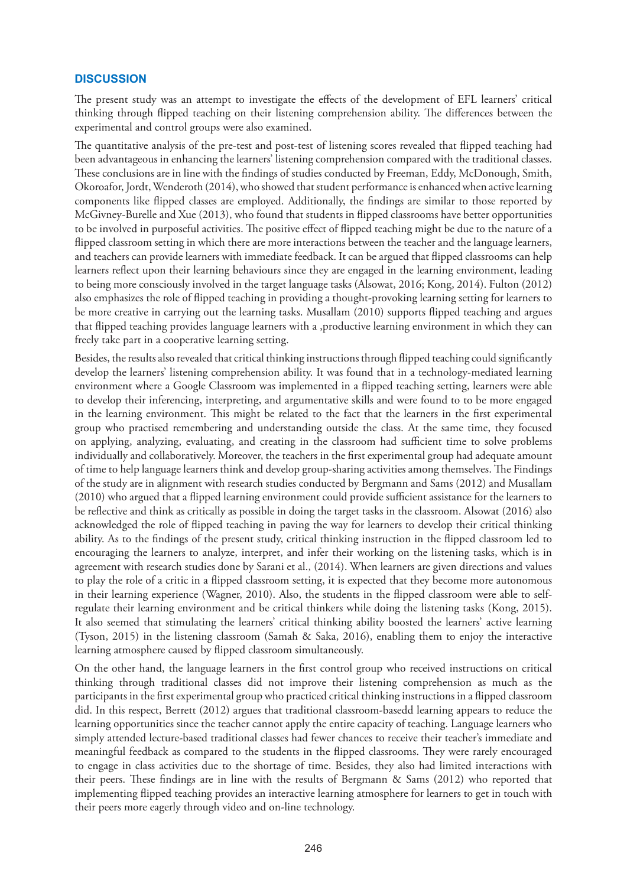## DISCUSSION

The present study was an attempt to investigate the effects of the development of EFL learners' critical thinking through flipped teaching on their listening comprehension ability. The differences between the experimental and control groups were also examined.

The quantitative analysis of the pre-test and post-test of listening scores revealed that flipped teaching had been advantageous in enhancing the learners' listening comprehension compared with the traditional classes. These conclusions are in line with the findings of studies conducted by Freeman, Eddy, McDonough, Smith, Okoroafor, Jordt, Wenderoth (2014), who showed that student performance is enhanced when active learning components like flipped classes are employed. Additionally, the findings are similar to those reported by McGivney-Burelle and Xue (2013), who found that students in flipped classrooms have better opportunities to be involved in purposeful activities. The positive effect of flipped teaching might be due to the nature of a flipped classroom setting in which there are more interactions between the teacher and the language learners, and teachers can provide learners with immediate feedback. It can be argued that flipped classrooms can help learners reflect upon their learning behaviours since they are engaged in the learning environment, leading to being more consciously involved in the target language tasks (Alsowat, 2016; Kong, 2014). Fulton (2012) also emphasizes the role of flipped teaching in providing a thought-provoking learning setting for learners to be more creative in carrying out the learning tasks. Musallam (2010) supports flipped teaching and argues that flipped teaching provides language learners with a ,productive learning environment in which they can freely take part in a cooperative learning setting.

Besides, the results also revealed that critical thinking instructions through flipped teaching could significantly develop the learners' listening comprehension ability. It was found that in a technology-mediated learning environment where a Google Classroom was implemented in a flipped teaching setting, learners were able to develop their inferencing, interpreting, and argumentative skills and were found to to be more engaged in the learning environment. This might be related to the fact that the learners in the first experimental group who practised remembering and understanding outside the class. At the same time, they focused on applying, analyzing, evaluating, and creating in the classroom had sufficient time to solve problems individually and collaboratively. Moreover, the teachers in the first experimental group had adequate amount of time to help language learners think and develop group-sharing activities among themselves. The Findings of the study are in alignment with research studies conducted by Bergmann and Sams (2012) and Musallam (2010) who argued that a flipped learning environment could provide sufficient assistance for the learners to be reflective and think as critically as possible in doing the target tasks in the classroom. Alsowat (2016) also acknowledged the role of flipped teaching in paving the way for learners to develop their critical thinking ability. As to the findings of the present study, critical thinking instruction in the flipped classroom led to encouraging the learners to analyze, interpret, and infer their working on the listening tasks, which is in agreement with research studies done by Sarani et al., (2014). When learners are given directions and values to play the role of a critic in a flipped classroom setting, it is expected that they become more autonomous in their learning experience (Wagner, 2010). Also, the students in the flipped classroom were able to self-regulate their learning environment and be critical thinkers while doing the listening tasks (Kong, 2015). It also seemed that stimulating the learners' critical thinking ability boosted the learners' active learning (Tyson, 2015) in the listening classroom (Samah & Saka, 2016), enabling them to enjoy the interactive learning atmosphere caused by flipped classroom simultaneously.

On the other hand, the language learners in the first control group who received instructions on critical thinking through traditional classes did not improve their listening comprehension as much as the participants in the first experimental group who practiced critical thinking instructions in a flipped classroom did. In this respect, Berrett (2012) argues that traditional classroom-basedd learning appears to reduce the learning opportunities since the teacher cannot apply the entire capacity of teaching. Language learners who simply attended lecture-based traditional classes had fewer chances to receive their teacher's immediate and meaningful feedback as compared to the students in the flipped classrooms. They were rarely encouraged to engage in class activities due to the shortage of time. Besides, they also had limited interactions with their peers. These findings are in line with the results of Bergmann & Sams (2012) who reported that implementing flipped teaching provides an interactive learning atmosphere for learners to get in touch with their peers more eagerly through video and on-line technology.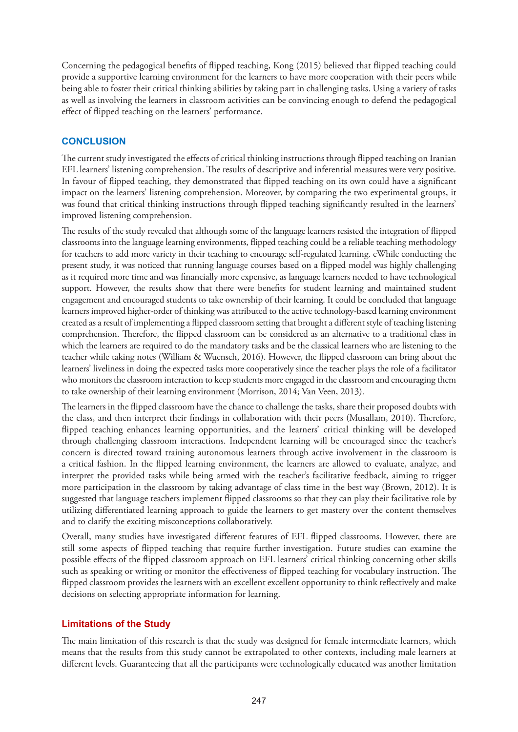Concerning the pedagogical benefits of flipped teaching, Kong (2015) believed that flipped teaching could provide a supportive learning environment for the learners to have more cooperation with their peers while being able to foster their critical thinking abilities by taking part in challenging tasks. Using a variety of tasks as well as involving the learners in classroom activities can be convincing enough to defend the pedagogical effect of flipped teaching on the learners' performance.

## CONCLUSION

The current study investigated the effects of critical thinking instructions through flipped teaching on Iranian EFL learners' listening comprehension. The results of descriptive and inferential measures were very positive. In favour of flipped teaching, they demonstrated that flipped teaching on its own could have a significant impact on the learners' listening comprehension. Moreover, by comparing the two experimental groups, it was found that critical thinking instructions through flipped teaching significantly resulted in the learners' improved listening comprehension.

The results of the study revealed that although some of the language learners resisted the integration of flipped classrooms into the language learning environments, flipped teaching could be a reliable teaching methodology for teachers to add more variety in their teaching to encourage self-regulated learning. eWhile conducting the present study, it was noticed that running language courses based on a flipped model was highly challenging as it required more time and was financially more expensive, as language learners needed to have technological support. However, the results show that there were benefits for student learning and maintained student engagement and encouraged students to take ownership of their learning. It could be concluded that language learners improved higher-order of thinking was attributed to the active technology-based learning environment created as a result of implementing a flipped classroom setting that brought a different style of teaching listening comprehension. Therefore, the flipped classroom can be considered as an alternative to a traditional class in which the learners are required to do the mandatory tasks and be the classical learners who are listening to the teacher while taking notes (William & Wuensch, 2016). However, the flipped classroom can bring about the learners' liveliness in doing the expected tasks more cooperatively since the teacher plays the role of a facilitator who monitors the classroom interaction to keep students more engaged in the classroom and encouraging them to take ownership of their learning environment (Morrison, 2014; Van Veen, 2013).

The learners in the flipped classroom have the chance to challenge the tasks, share their proposed doubts with the class, and then interpret their findings in collaboration with their peers (Musallam, 2010). Therefore, flipped teaching enhances learning opportunities, and the learners' critical thinking will be developed through challenging classroom interactions. Independent learning will be encouraged since the teacher's concern is directed toward training autonomous learners through active involvement in the classroom is a critical fashion. In the flipped learning environment, the learners are allowed to evaluate, analyze, and interpret the provided tasks while being armed with the teacher's facilitative feedback, aiming to trigger more participation in the classroom by taking advantage of class time in the best way (Brown, 2012). It is suggested that language teachers implement flipped classrooms so that they can play their facilitative role by utilizing differentiated learning approach to guide the learners to get mastery over the content themselves and to clarify the exciting misconceptions collaboratively.

Overall, many studies have investigated different features of EFL flipped classrooms. However, there are still some aspects of flipped teaching that require further investigation. Future studies can examine the possible effects of the flipped classroom approach on EFL learners' critical thinking concerning other skills such as speaking or writing or monitor the effectiveness of flipped teaching for vocabulary instruction. The flipped classroom provides the learners with an excellent excellent opportunity to think reflectively and make decisions on selecting appropriate information for learning.

### Limitations of the Study

The main limitation of this research is that the study was designed for female intermediate learners, which means that the results from this study cannot be extrapolated to other contexts, including male learners at different levels. Guaranteeing that all the participants were technologically educated was another limitation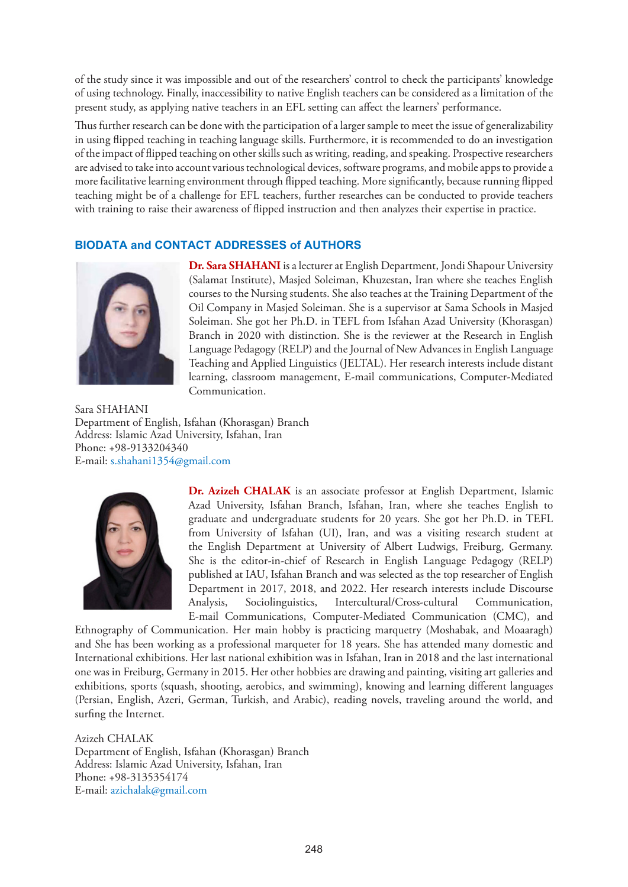of the study since it was impossible and out of the researchers' control to check the participants' knowledge of using technology. Finally, inaccessibility to native English teachers can be considered as a limitation of the present study, as applying native teachers in an EFL setting can affect the learners' performance.

Thus further research can be done with the participation of a larger sample to meet the issue of generalizability in using flipped teaching in teaching language skills. Furthermore, it is recommended to do an investigation of the impact of flipped teaching on other skills such as writing, reading, and speaking. Prospective researchers are advised to take into account various technological devices, software programs, and mobile apps to provide a more facilitative learning environment through flipped teaching. More significantly, because running flipped teaching might be of a challenge for EFL teachers, further researches can be conducted to provide teachers with training to raise their awareness of flipped instruction and then analyzes their expertise in practice.

## BIODATA and CONTACT ADDRESSES of AUTHORS

**Dr. Sara SHAHANI** is a lecturer at English Department, Jondi Shapour University (Salamat Institute), Masjed Soleiman, Khuzestan, Iran where she teaches English courses to the Nursing students. She also teaches at the Training Department of the Oil Company in Masjed Soleiman. She is a supervisor at Sama Schools in Masjed Soleiman. She got her Ph.D. in TEFL from Isfahan Azad University (Khorasgan) Branch in 2020 with distinction. She is the reviewer at the Research in English Language Pedagogy (RELP) and the Journal of New Advances in English Language Teaching and Applied Linguistics (JELTAL). Her research interests include distant learning, classroom management, E-mail communications, Computer-Mediated Communication.

Sara SHAHANI
Department of English, Isfahan (Khorasgan) Branch
Address: Islamic Azad University, Isfahan, Iran
Phone: +98-9133204340
E-mail: s.shahani1354@gmail.com

**Dr. Azizeh CHALAK** is an associate professor at English Department, Islamic Azad University, Isfahan Branch, Isfahan, Iran, where she teaches English to graduate and undergraduate students for 20 years. She got her Ph.D. in TEFL from University of Isfahan (UI), Iran, and was a visiting research student at the English Department at University of Albert Ludwigs, Freiburg, Germany. She is the editor-in-chief of Research in English Language Pedagogy (RELP) published at IAU, Isfahan Branch and was selected as the top researcher of English Department in 2017, 2018, and 2022. Her research interests include Discourse Analysis, Sociolinguistics, Intercultural/Cross-cultural Communication, E-mail Communications, Computer-Mediated Communication (CMC), and Ethnography of Communication. Her main hobby is practicing marquetry (Moshabak, and Moaaragh) and She has been working as a professional marqueter for 18 years. She has attended many domestic and International exhibitions. Her last national exhibition was in Isfahan, Iran in 2018 and the last international one was in Freiburg, Germany in 2015. Her other hobbies are drawing and painting, visiting art galleries and exhibitions, sports (squash, shooting, aerobics, and swimming), knowing and learning different languages (Persian, English, Azeri, German, Turkish, and Arabic), reading novels, traveling around the world, and surfing the Internet.

Azizeh CHALAK
Department of English, Isfahan (Khorasgan) Branch
Address: Islamic Azad University, Isfahan, Iran
Phone: +98-3135354174
E-mail: azichalak@gmail.com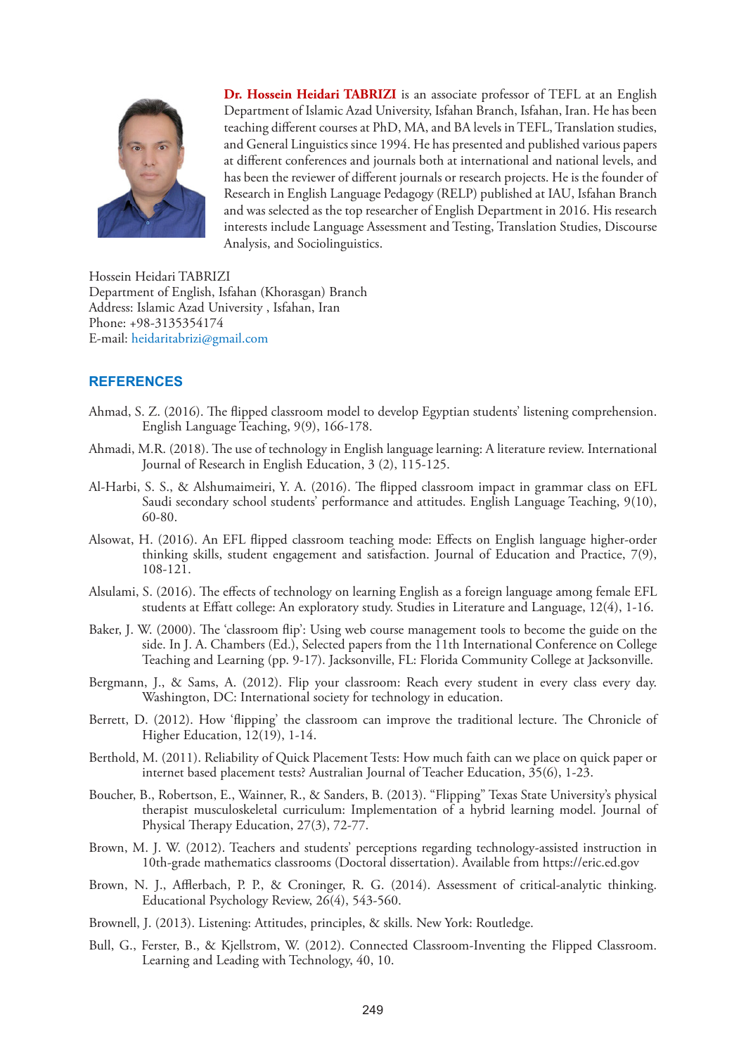**Dr. Hossein Heidari TABRIZI** is an associate professor of TEFL at an English Department of Islamic Azad University, Isfahan Branch, Isfahan, Iran. He has been teaching different courses at PhD, MA, and BA levels in TEFL, Translation studies, and General Linguistics since 1994. He has presented and published various papers at different conferences and journals both at international and national levels, and has been the reviewer of different journals or research projects. He is the founder of Research in English Language Pedagogy (RELP) published at IAU, Isfahan Branch and was selected as the top researcher of English Department in 2016. His research interests include Language Assessment and Testing, Translation Studies, Discourse Analysis, and Sociolinguistics.

Hossein Heidari TABRIZI
Department of English, Isfahan (Khorasgan) Branch
Address: Islamic Azad University , Isfahan, Iran
Phone: +98-3135354174
E-mail: heidaritabrizi@gmail.com

## REFERENCES

Ahmad, S. Z. (2016). The flipped classroom model to develop Egyptian students' listening comprehension. English Language Teaching, 9(9), 166-178.

Ahmadi, M.R. (2018). The use of technology in English language learning: A literature review. International Journal of Research in English Education, 3 (2), 115-125.

Al-Harbi, S. S., & Alshumaimeiri, Y. A. (2016). The flipped classroom impact in grammar class on EFL Saudi secondary school students' performance and attitudes. English Language Teaching, 9(10), 60-80.

Alsowat, H. (2016). An EFL flipped classroom teaching mode: Effects on English language higher-order thinking skills, student engagement and satisfaction. Journal of Education and Practice, 7(9), 108-121.

Alsulami, S. (2016). The effects of technology on learning English as a foreign language among female EFL students at Effatt college: An exploratory study. Studies in Literature and Language, 12(4), 1-16.

Baker, J. W. (2000). The 'classroom flip': Using web course management tools to become the guide on the side. In J. A. Chambers (Ed.), Selected papers from the 11th International Conference on College Teaching and Learning (pp. 9-17). Jacksonville, FL: Florida Community College at Jacksonville.

Bergmann, J., & Sams, A. (2012). Flip your classroom: Reach every student in every class every day. Washington, DC: International society for technology in education.

Berrett, D. (2012). How 'flipping' the classroom can improve the traditional lecture. The Chronicle of Higher Education, 12(19), 1-14.

Berthold, M. (2011). Reliability of Quick Placement Tests: How much faith can we place on quick paper or internet based placement tests? Australian Journal of Teacher Education, 35(6), 1-23.

Boucher, B., Robertson, E., Wainner, R., & Sanders, B. (2013). "Flipping" Texas State University's physical therapist musculoskeletal curriculum: Implementation of a hybrid learning model. Journal of Physical Therapy Education, 27(3), 72-77.

Brown, M. J. W. (2012). Teachers and students' perceptions regarding technology-assisted instruction in 10th-grade mathematics classrooms (Doctoral dissertation). Available from https://eric.ed.gov

Brown, N. J., Afflerbach, P. P., & Croninger, R. G. (2014). Assessment of critical-analytic thinking. Educational Psychology Review, 26(4), 543-560.

Brownell, J. (2013). Listening: Attitudes, principles, & skills. New York: Routledge.

Bull, G., Ferster, B., & Kjellstrom, W. (2012). Connected Classroom-Inventing the Flipped Classroom. Learning and Leading with Technology, 40, 10.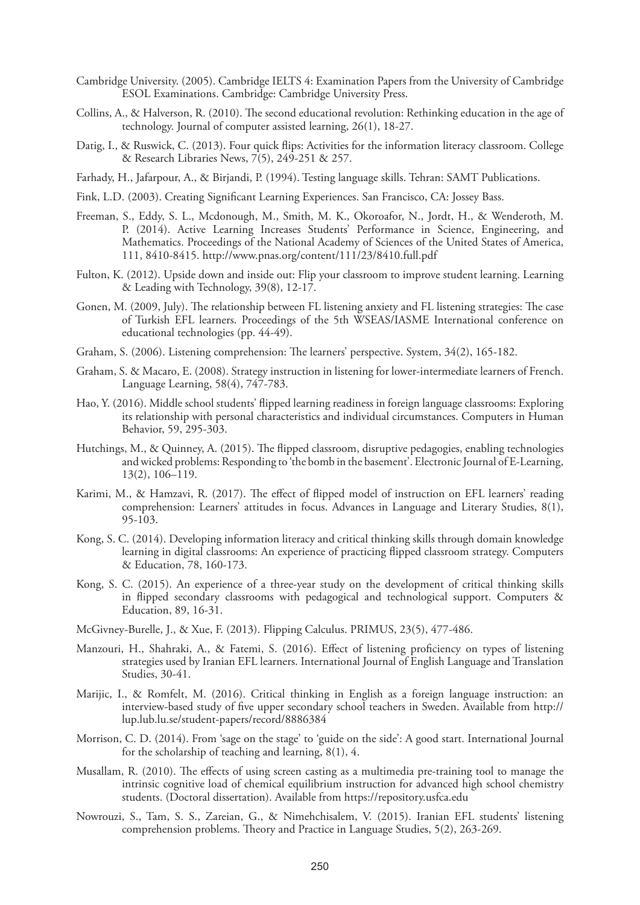Cambridge University. (2005). Cambridge IELTS 4: Examination Papers from the University of Cambridge ESOL Examinations. Cambridge: Cambridge University Press.

Collins, A., & Halverson, R. (2010). The second educational revolution: Rethinking education in the age of technology. Journal of computer assisted learning, 26(1), 18-27.

Datig, I., & Ruswick, C. (2013). Four quick flips: Activities for the information literacy classroom. College & Research Libraries News, 7(5), 249-251 & 257.

Farhady, H., Jafarpour, A., & Birjandi, P. (1994). Testing language skills. Tehran: SAMT Publications.

Fink, L.D. (2003). Creating Significant Learning Experiences. San Francisco, CA: Jossey Bass.

Freeman, S., Eddy, S. L., Mcdonough, M., Smith, M. K., Okoroafor, N., Jordt, H., & Wenderoth, M. P. (2014). Active Learning Increases Students' Performance in Science, Engineering, and Mathematics. Proceedings of the National Academy of Sciences of the United States of America, 111, 8410-8415. http://www.pnas.org/content/111/23/8410.full.pdf

Fulton, K. (2012). Upside down and inside out: Flip your classroom to improve student learning. Learning & Leading with Technology, 39(8), 12-17.

Gonen, M. (2009, July). The relationship between FL listening anxiety and FL listening strategies: The case of Turkish EFL learners. Proceedings of the 5th WSEAS/IASME International conference on educational technologies (pp. 44-49).

Graham, S. (2006). Listening comprehension: The learners' perspective. System, 34(2), 165-182.

Graham, S. & Macaro, E. (2008). Strategy instruction in listening for lower-intermediate learners of French. Language Learning, 58(4), 747-783.

Hao, Y. (2016). Middle school students' flipped learning readiness in foreign language classrooms: Exploring its relationship with personal characteristics and individual circumstances. Computers in Human Behavior, 59, 295-303.

Hutchings, M., & Quinney, A. (2015). The flipped classroom, disruptive pedagogies, enabling technologies and wicked problems: Responding to 'the bomb in the basement'. Electronic Journal of E-Learning, 13(2), 106–119.

Karimi, M., & Hamzavi, R. (2017). The effect of flipped model of instruction on EFL learners' reading comprehension: Learners' attitudes in focus. Advances in Language and Literary Studies, 8(1), 95-103.

Kong, S. C. (2014). Developing information literacy and critical thinking skills through domain knowledge learning in digital classrooms: An experience of practicing flipped classroom strategy. Computers & Education, 78, 160-173.

Kong, S. C. (2015). An experience of a three-year study on the development of critical thinking skills in flipped secondary classrooms with pedagogical and technological support. Computers & Education, 89, 16-31.

McGivney-Burelle, J., & Xue, F. (2013). Flipping Calculus. PRIMUS, 23(5), 477-486.

Manzouri, H., Shahraki, A., & Fatemi, S. (2016). Effect of listening proficiency on types of listening strategies used by Iranian EFL learners. International Journal of English Language and Translation Studies, 30-41.

Marijic, I., & Romfelt, M. (2016). Critical thinking in English as a foreign language instruction: an interview-based study of five upper secondary school teachers in Sweden. Available from http://lup.lub.lu.se/student-papers/record/8886384

Morrison, C. D. (2014). From 'sage on the stage' to 'guide on the side': A good start. International Journal for the scholarship of teaching and learning, 8(1), 4.

Musallam, R. (2010). The effects of using screen casting as a multimedia pre-training tool to manage the intrinsic cognitive load of chemical equilibrium instruction for advanced high school chemistry students. (Doctoral dissertation). Available from https://repository.usfca.edu

Nowrouzi, S., Tam, S. S., Zareian, G., & Nimehchisalem, V. (2015). Iranian EFL students' listening comprehension problems. Theory and Practice in Language Studies, 5(2), 263-269.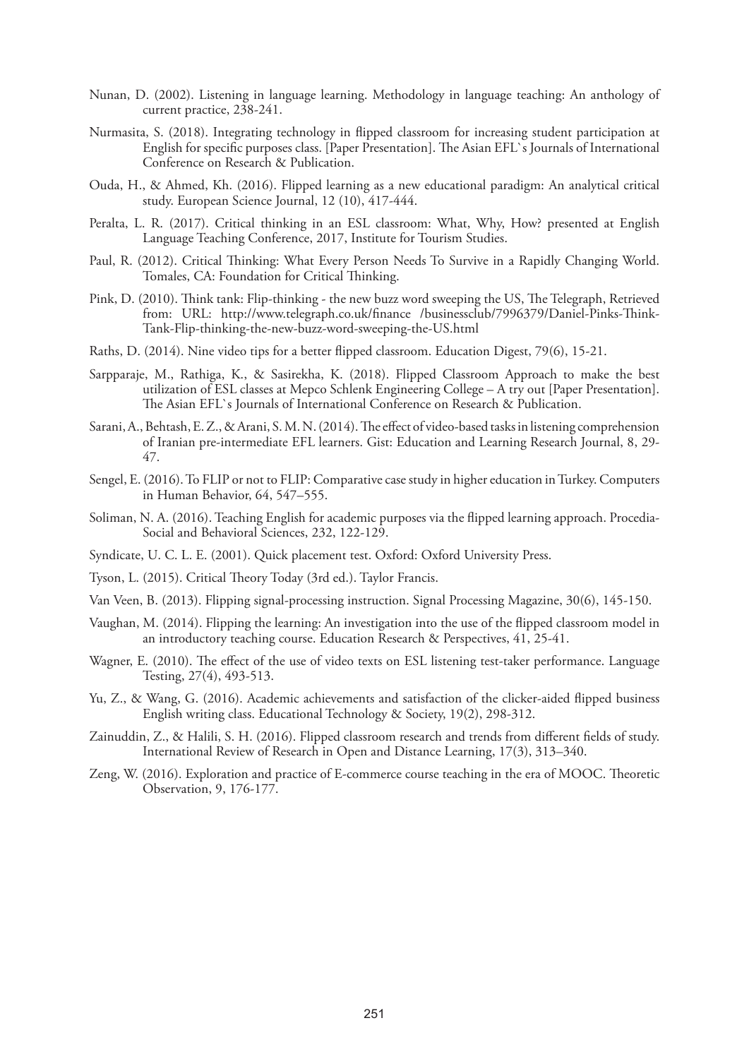Nunan, D. (2002). Listening in language learning. Methodology in language teaching: An anthology of current practice, 238-241.

Nurmasita, S. (2018). Integrating technology in flipped classroom for increasing student participation at English for specific purposes class. [Paper Presentation]. The Asian EFL`s Journals of International Conference on Research & Publication.

Ouda, H., & Ahmed, Kh. (2016). Flipped learning as a new educational paradigm: An analytical critical study. European Science Journal, 12 (10), 417-444.

Peralta, L. R. (2017). Critical thinking in an ESL classroom: What, Why, How? presented at English Language Teaching Conference, 2017, Institute for Tourism Studies.

Paul, R. (2012). Critical Thinking: What Every Person Needs To Survive in a Rapidly Changing World. Tomales, CA: Foundation for Critical Thinking.

Pink, D. (2010). Think tank: Flip-thinking - the new buzz word sweeping the US, The Telegraph, Retrieved from: URL: http://www.telegraph.co.uk/finance /businessclub/7996379/Daniel-Pinks-Think-Tank-Flip-thinking-the-new-buzz-word-sweeping-the-US.html

Raths, D. (2014). Nine video tips for a better flipped classroom. Education Digest, 79(6), 15-21.

Sarpparaje, M., Rathiga, K., & Sasirekha, K. (2018). Flipped Classroom Approach to make the best utilization of ESL classes at Mepco Schlenk Engineering College – A try out [Paper Presentation]. The Asian EFL`s Journals of International Conference on Research & Publication.

Sarani, A., Behtash, E. Z., & Arani, S. M. N. (2014). The effect of video-based tasks in listening comprehension of Iranian pre-intermediate EFL learners. Gist: Education and Learning Research Journal, 8, 29-47.

Sengel, E. (2016). To FLIP or not to FLIP: Comparative case study in higher education in Turkey. Computers in Human Behavior, 64, 547–555.

Soliman, N. A. (2016). Teaching English for academic purposes via the flipped learning approach. Procedia-Social and Behavioral Sciences, 232, 122-129.

Syndicate, U. C. L. E. (2001). Quick placement test. Oxford: Oxford University Press.

Tyson, L. (2015). Critical Theory Today (3rd ed.). Taylor Francis.

Van Veen, B. (2013). Flipping signal-processing instruction. Signal Processing Magazine, 30(6), 145-150.

Vaughan, M. (2014). Flipping the learning: An investigation into the use of the flipped classroom model in an introductory teaching course. Education Research & Perspectives, 41, 25-41.

Wagner, E. (2010). The effect of the use of video texts on ESL listening test-taker performance. Language Testing, 27(4), 493-513.

Yu, Z., & Wang, G. (2016). Academic achievements and satisfaction of the clicker-aided flipped business English writing class. Educational Technology & Society, 19(2), 298-312.

Zainuddin, Z., & Halili, S. H. (2016). Flipped classroom research and trends from different fields of study. International Review of Research in Open and Distance Learning, 17(3), 313–340.

Zeng, W. (2016). Exploration and practice of E-commerce course teaching in the era of MOOC. Theoretic Observation, 9, 176-177.